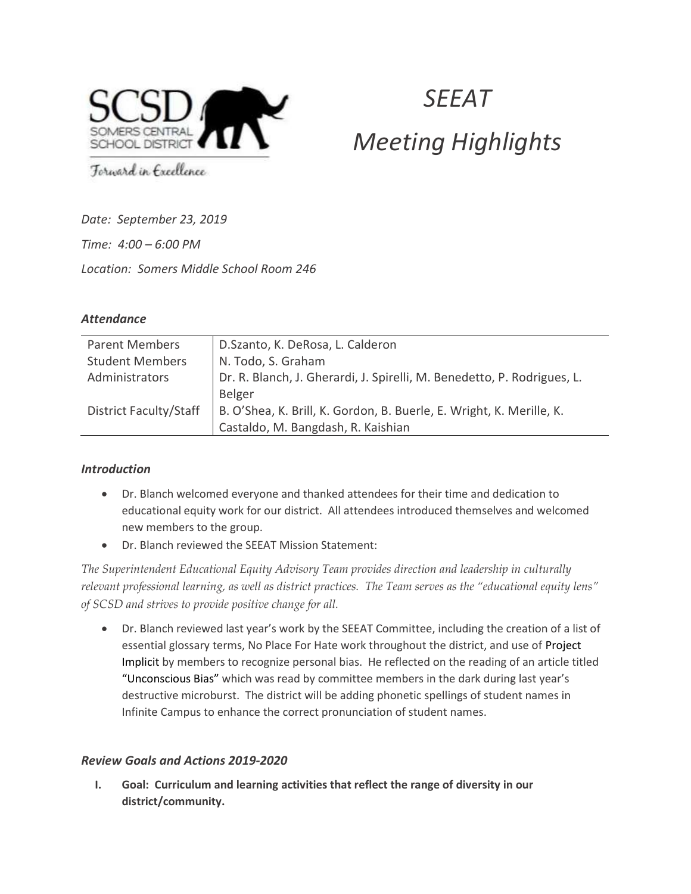SCSD
SOMERS CENTRAL SCHOOL DISTRICT

*Forward in Excellence*

# *SEEAT Meeting Highlights*

*Date: September 23, 2019*

*Time: 4:00 – 6:00 PM*

*Location: Somers Middle School Room 246*

### *Attendance*

| | |
|---|---|
| Parent Members | D.Szanto, K. DeRosa, L. Calderon |
| Student Members | N. Todo, S. Graham |
| Administrators | Dr. R. Blanch, J. Gherardi, J. Spirelli, M. Benedetto, P. Rodrigues, L. Belger |
| District Faculty/Staff | B. O'Shea, K. Brill, K. Gordon, B. Buerle, E. Wright, K. Merille, K. Castaldo, M. Bangdash, R. Kaishian |

### *Introduction*

- Dr. Blanch welcomed everyone and thanked attendees for their time and dedication to educational equity work for our district. All attendees introduced themselves and welcomed new members to the group.
- Dr. Blanch reviewed the SEEAT Mission Statement:

*The Superintendent Educational Equity Advisory Team provides direction and leadership in culturally relevant professional learning, as well as district practices. The Team serves as the "educational equity lens" of SCSD and strives to provide positive change for all.*

- Dr. Blanch reviewed last year's work by the SEEAT Committee, including the creation of a list of essential glossary terms, No Place For Hate work throughout the district, and use of Project Implicit by members to recognize personal bias. He reflected on the reading of an article titled "Unconscious Bias" which was read by committee members in the dark during last year's destructive microburst. The district will be adding phonetic spellings of student names in Infinite Campus to enhance the correct pronunciation of student names.

### *Review Goals and Actions 2019-2020*

I. **Goal: Curriculum and learning activities that reflect the range of diversity in our district/community.**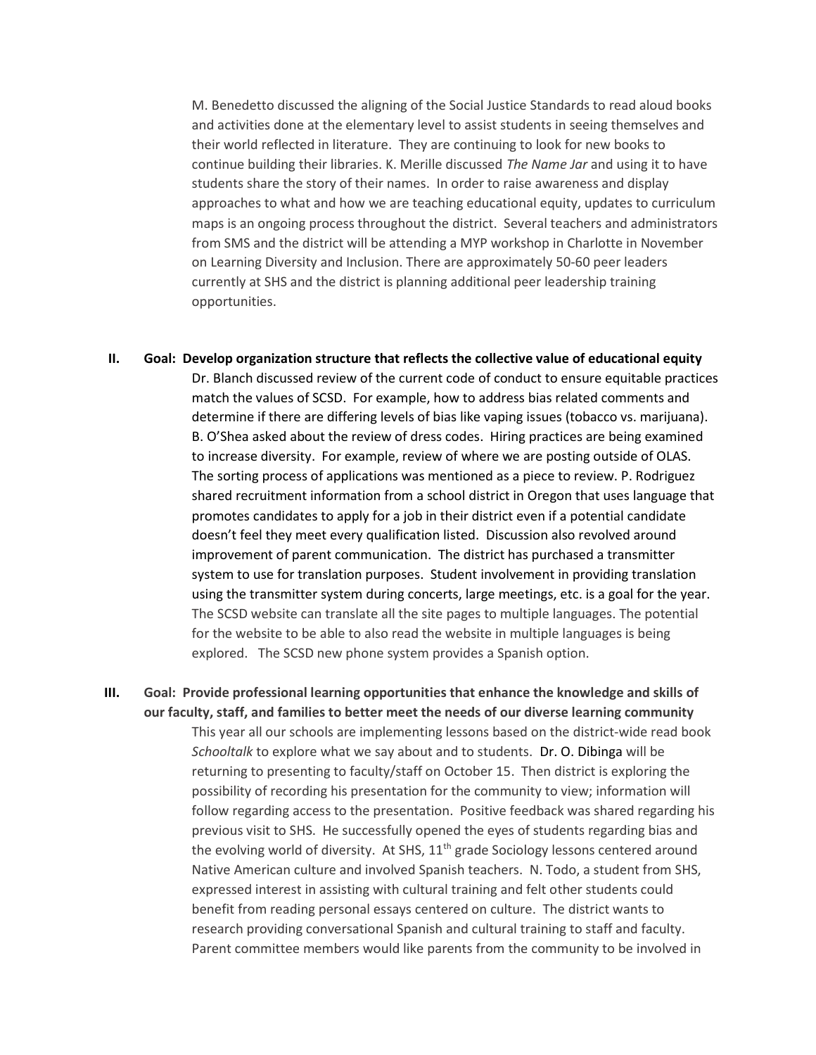M. Benedetto discussed the aligning of the Social Justice Standards to read aloud books and activities done at the elementary level to assist students in seeing themselves and their world reflected in literature. They are continuing to look for new books to continue building their libraries. K. Merille discussed *The Name Jar* and using it to have students share the story of their names. In order to raise awareness and display approaches to what and how we are teaching educational equity, updates to curriculum maps is an ongoing process throughout the district. Several teachers and administrators from SMS and the district will be attending a MYP workshop in Charlotte in November on Learning Diversity and Inclusion. There are approximately 50-60 peer leaders currently at SHS and the district is planning additional peer leadership training opportunities.

**II. Goal: Develop organization structure that reflects the collective value of educational equity**

Dr. Blanch discussed review of the current code of conduct to ensure equitable practices match the values of SCSD. For example, how to address bias related comments and determine if there are differing levels of bias like vaping issues (tobacco vs. marijuana). B. O'Shea asked about the review of dress codes. Hiring practices are being examined to increase diversity. For example, review of where we are posting outside of OLAS. The sorting process of applications was mentioned as a piece to review. P. Rodriguez shared recruitment information from a school district in Oregon that uses language that promotes candidates to apply for a job in their district even if a potential candidate doesn't feel they meet every qualification listed. Discussion also revolved around improvement of parent communication. The district has purchased a transmitter system to use for translation purposes. Student involvement in providing translation using the transmitter system during concerts, large meetings, etc. is a goal for the year. The SCSD website can translate all the site pages to multiple languages. The potential for the website to be able to also read the website in multiple languages is being explored. The SCSD new phone system provides a Spanish option.

**III. Goal: Provide professional learning opportunities that enhance the knowledge and skills of our faculty, staff, and families to better meet the needs of our diverse learning community**

This year all our schools are implementing lessons based on the district-wide read book *Schooltalk* to explore what we say about and to students. Dr. O. Dibinga will be returning to presenting to faculty/staff on October 15. Then district is exploring the possibility of recording his presentation for the community to view; information will follow regarding access to the presentation. Positive feedback was shared regarding his previous visit to SHS. He successfully opened the eyes of students regarding bias and the evolving world of diversity. At SHS, 11th grade Sociology lessons centered around Native American culture and involved Spanish teachers. N. Todo, a student from SHS, expressed interest in assisting with cultural training and felt other students could benefit from reading personal essays centered on culture. The district wants to research providing conversational Spanish and cultural training to staff and faculty. Parent committee members would like parents from the community to be involved in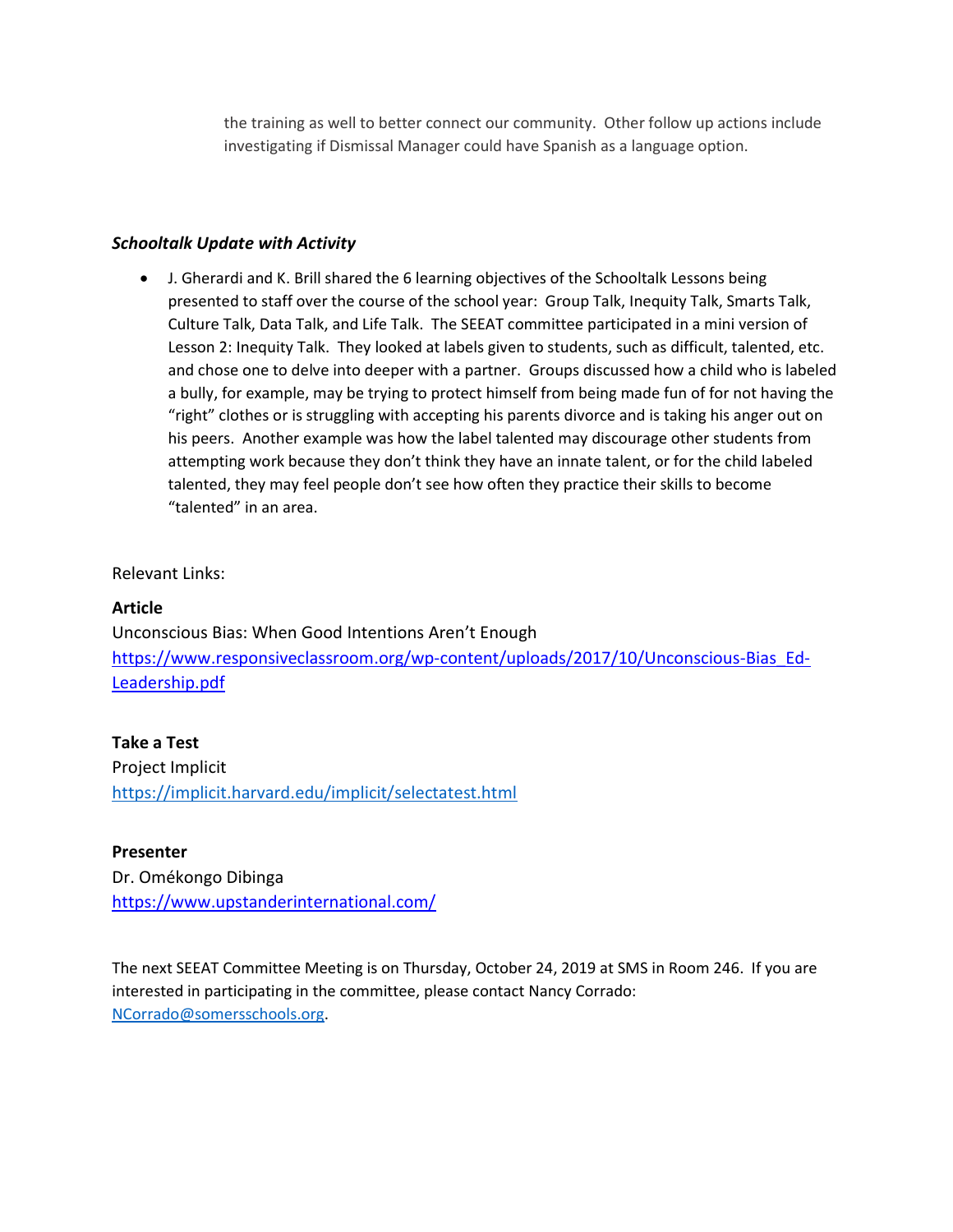the training as well to better connect our community. Other follow up actions include investigating if Dismissal Manager could have Spanish as a language option.

***Schooltalk Update with Activity***

- J. Gherardi and K. Brill shared the 6 learning objectives of the Schooltalk Lessons being presented to staff over the course of the school year: Group Talk, Inequity Talk, Smarts Talk, Culture Talk, Data Talk, and Life Talk. The SEEAT committee participated in a mini version of Lesson 2: Inequity Talk. They looked at labels given to students, such as difficult, talented, etc. and chose one to delve into deeper with a partner. Groups discussed how a child who is labeled a bully, for example, may be trying to protect himself from being made fun of for not having the "right" clothes or is struggling with accepting his parents divorce and is taking his anger out on his peers. Another example was how the label talented may discourage other students from attempting work because they don't think they have an innate talent, or for the child labeled talented, they may feel people don't see how often they practice their skills to become "talented" in an area.

Relevant Links:

**Article**
Unconscious Bias: When Good Intentions Aren't Enough
https://www.responsiveclassroom.org/wp-content/uploads/2017/10/Unconscious-Bias_Ed-Leadership.pdf

**Take a Test**
Project Implicit
https://implicit.harvard.edu/implicit/selectatest.html

**Presenter**
Dr. Omékongo Dibinga
https://www.upstanderinternational.com/

The next SEEAT Committee Meeting is on Thursday, October 24, 2019 at SMS in Room 246. If you are interested in participating in the committee, please contact Nancy Corrado: NCorrado@somersschools.org.